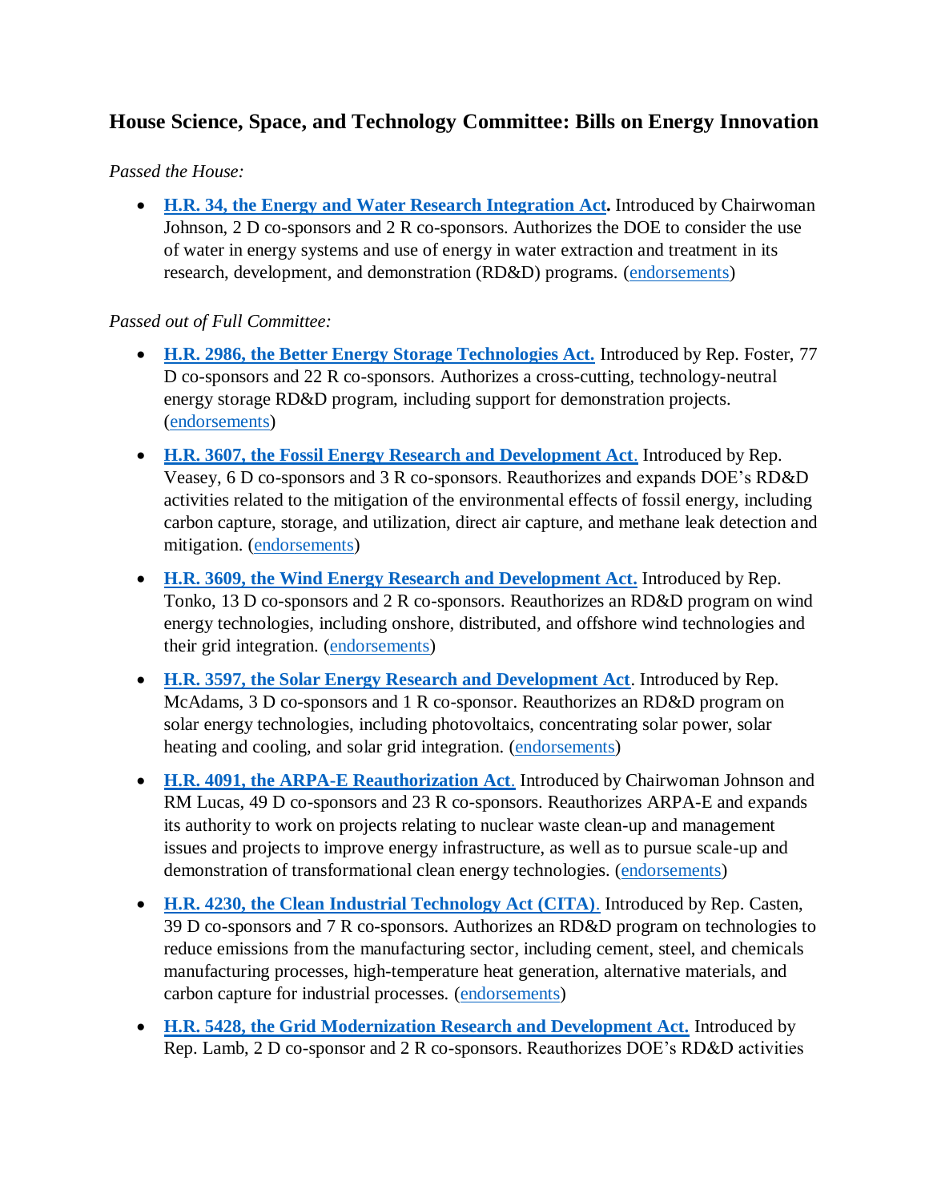### House Science, Space, and Technology Committee: Bills on Energy Innovation

*Passed the House:*

- **H.R. 34, the Energy and Water Research Integration Act.** Introduced by Chairwoman Johnson, 2 D co-sponsors and 2 R co-sponsors. Authorizes the DOE to consider the use of water in energy systems and use of energy in water extraction and treatment in its research, development, and demonstration (RD&D) programs. (endorsements)

*Passed out of Full Committee:*

- **H.R. 2986, the Better Energy Storage Technologies Act.** Introduced by Rep. Foster, 77 D co-sponsors and 22 R co-sponsors. Authorizes a cross-cutting, technology-neutral energy storage RD&D program, including support for demonstration projects. (endorsements)
- **H.R. 3607, the Fossil Energy Research and Development Act.** Introduced by Rep. Veasey, 6 D co-sponsors and 3 R co-sponsors. Reauthorizes and expands DOE's RD&D activities related to the mitigation of the environmental effects of fossil energy, including carbon capture, storage, and utilization, direct air capture, and methane leak detection and mitigation. (endorsements)
- **H.R. 3609, the Wind Energy Research and Development Act.** Introduced by Rep. Tonko, 13 D co-sponsors and 2 R co-sponsors. Reauthorizes an RD&D program on wind energy technologies, including onshore, distributed, and offshore wind technologies and their grid integration. (endorsements)
- **H.R. 3597, the Solar Energy Research and Development Act.** Introduced by Rep. McAdams, 3 D co-sponsors and 1 R co-sponsor. Reauthorizes an RD&D program on solar energy technologies, including photovoltaics, concentrating solar power, solar heating and cooling, and solar grid integration. (endorsements)
- **H.R. 4091, the ARPA-E Reauthorization Act.** Introduced by Chairwoman Johnson and RM Lucas, 49 D co-sponsors and 23 R co-sponsors. Reauthorizes ARPA-E and expands its authority to work on projects relating to nuclear waste clean-up and management issues and projects to improve energy infrastructure, as well as to pursue scale-up and demonstration of transformational clean energy technologies. (endorsements)
- **H.R. 4230, the Clean Industrial Technology Act (CITA).** Introduced by Rep. Casten, 39 D co-sponsors and 7 R co-sponsors. Authorizes an RD&D program on technologies to reduce emissions from the manufacturing sector, including cement, steel, and chemicals manufacturing processes, high-temperature heat generation, alternative materials, and carbon capture for industrial processes. (endorsements)
- **H.R. 5428, the Grid Modernization Research and Development Act.** Introduced by Rep. Lamb, 2 D co-sponsor and 2 R co-sponsors. Reauthorizes DOE's RD&D activities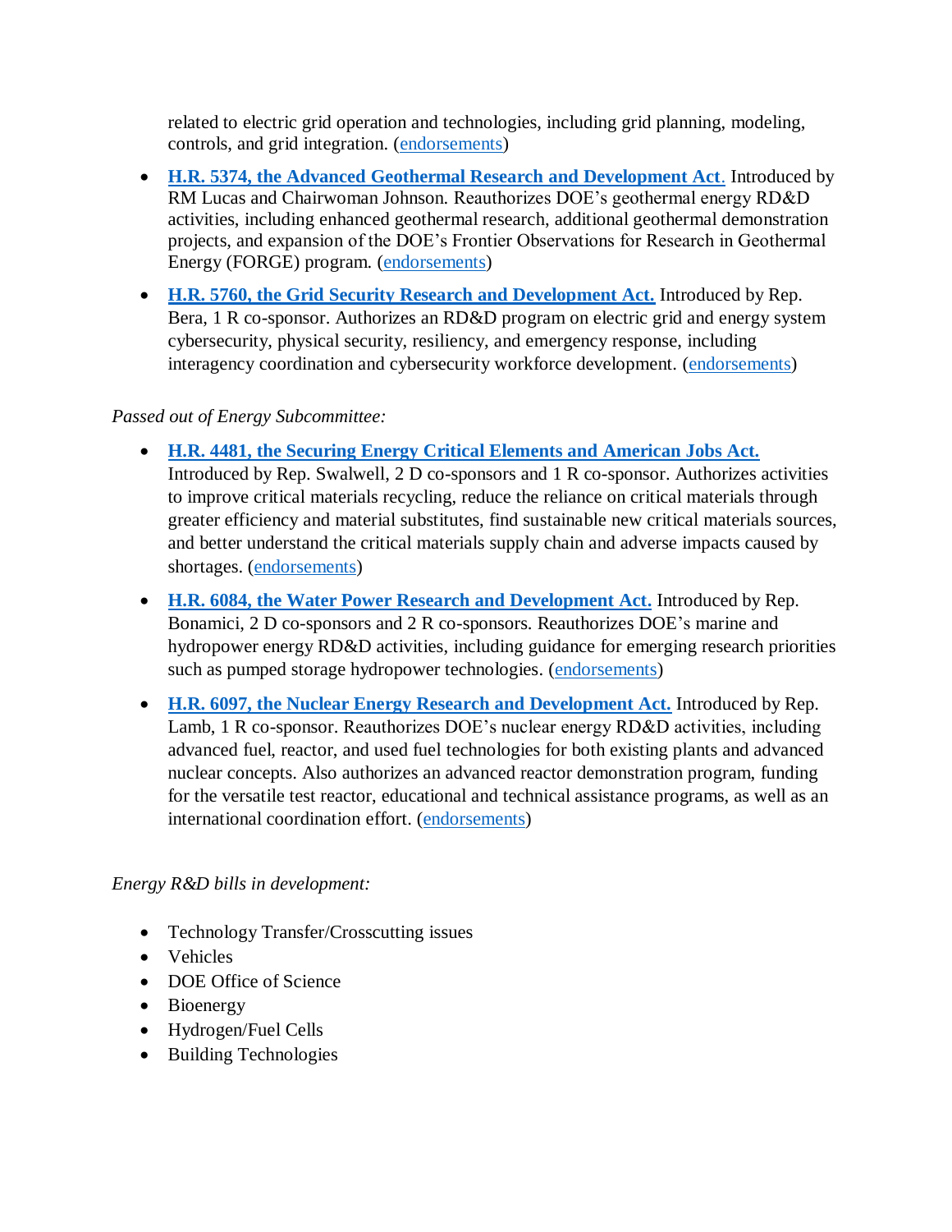related to electric grid operation and technologies, including grid planning, modeling, controls, and grid integration. (endorsements)

- **H.R. 5374, the Advanced Geothermal Research and Development Act**. Introduced by RM Lucas and Chairwoman Johnson. Reauthorizes DOE's geothermal energy RD&D activities, including enhanced geothermal research, additional geothermal demonstration projects, and expansion of the DOE's Frontier Observations for Research in Geothermal Energy (FORGE) program. (endorsements)
- **H.R. 5760, the Grid Security Research and Development Act.** Introduced by Rep. Bera, 1 R co-sponsor. Authorizes an RD&D program on electric grid and energy system cybersecurity, physical security, resiliency, and emergency response, including interagency coordination and cybersecurity workforce development. (endorsements)

*Passed out of Energy Subcommittee:*

- **H.R. 4481, the Securing Energy Critical Elements and American Jobs Act.** Introduced by Rep. Swalwell, 2 D co-sponsors and 1 R co-sponsor. Authorizes activities to improve critical materials recycling, reduce the reliance on critical materials through greater efficiency and material substitutes, find sustainable new critical materials sources, and better understand the critical materials supply chain and adverse impacts caused by shortages. (endorsements)
- **H.R. 6084, the Water Power Research and Development Act.** Introduced by Rep. Bonamici, 2 D co-sponsors and 2 R co-sponsors. Reauthorizes DOE's marine and hydropower energy RD&D activities, including guidance for emerging research priorities such as pumped storage hydropower technologies. (endorsements)
- **H.R. 6097, the Nuclear Energy Research and Development Act.** Introduced by Rep. Lamb, 1 R co-sponsor. Reauthorizes DOE's nuclear energy RD&D activities, including advanced fuel, reactor, and used fuel technologies for both existing plants and advanced nuclear concepts. Also authorizes an advanced reactor demonstration program, funding for the versatile test reactor, educational and technical assistance programs, as well as an international coordination effort. (endorsements)

*Energy R&D bills in development:*

- Technology Transfer/Crosscutting issues
- Vehicles
- DOE Office of Science
- Bioenergy
- Hydrogen/Fuel Cells
- Building Technologies